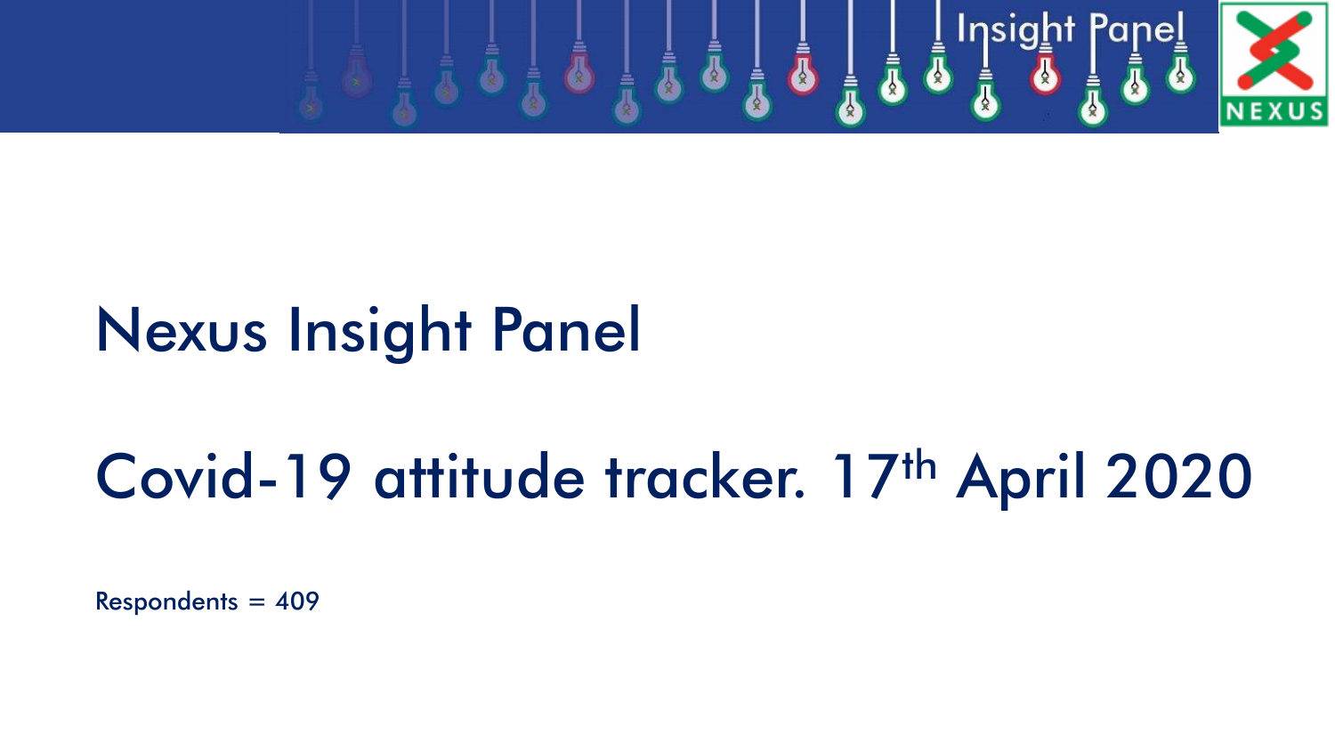# Nexus Insight Panel

## Covid-19 attitude tracker. 17th April 2020

Respondents = 409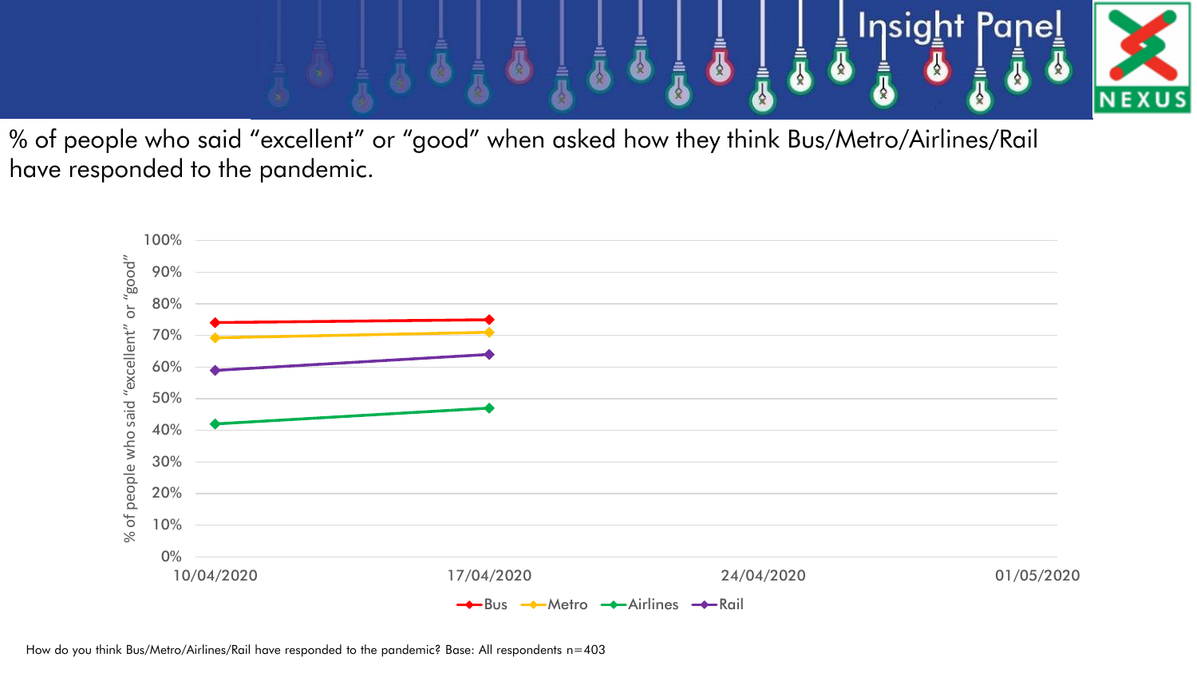% of people who said "excellent" or "good" when asked how they think Bus/Metro/Airlines/Rail have responded to the pandemic.

| Date | Bus | Metro | Airlines | Rail |
|---|---|---|---|---|
| 10/04/2020 | 74% | 69% | 42% | 59% |
| 17/04/2020 | 75% | 71% | 47% | 64% |

How do you think Bus/Metro/Airlines/Rail have responded to the pandemic? Base: All respondents n=403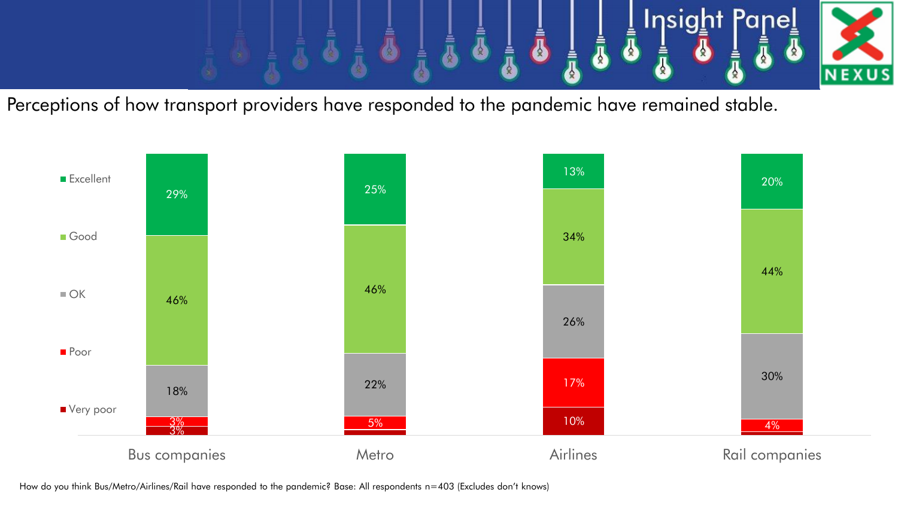# Perceptions of how transport providers have responded to the pandemic have remained stable.

| | Bus companies | Metro | Airlines | Rail companies |
|---|---|---|---|---|
| Excellent | 29% | 25% | 13% | 20% |
| Good | 46% | 46% | 34% | 44% |
| OK | 18% | 22% | 26% | 30% |
| Poor | 3% | 5% | 17% | 4% |
| Very poor | 3% | | 10% | |

How do you think Bus/Metro/Airlines/Rail have responded to the pandemic? Base: All respondents n=403 (Excludes don't knows)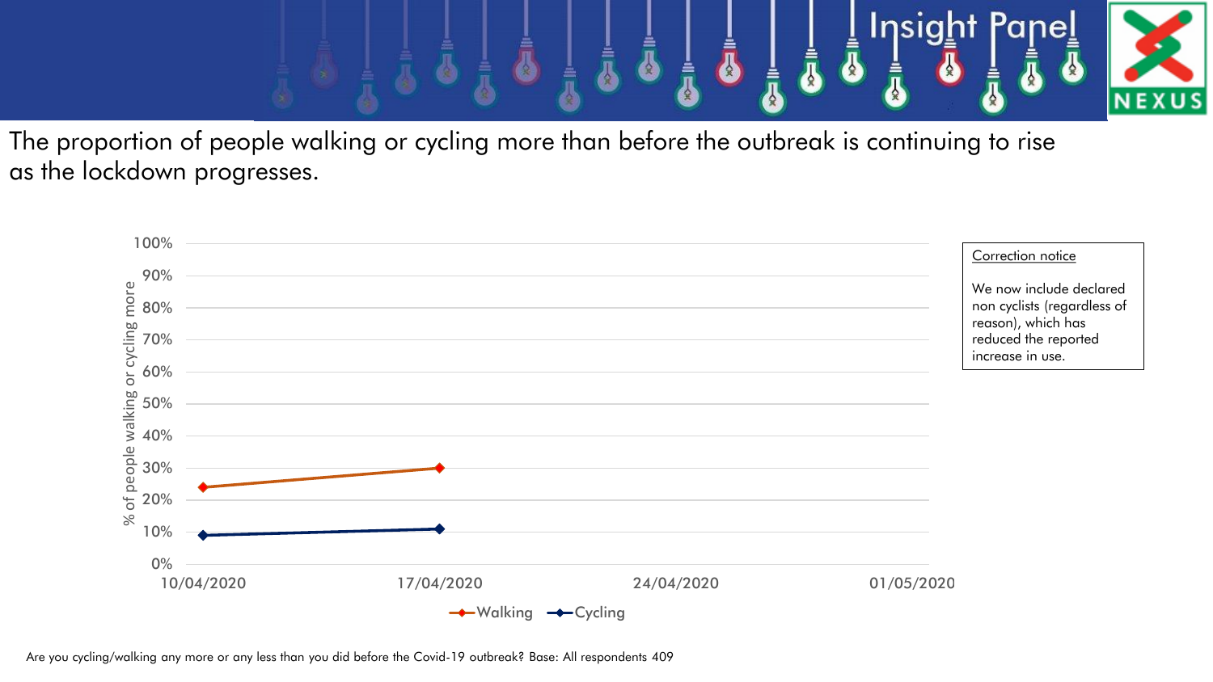The proportion of people walking or cycling more than before the outbreak is continuing to rise as the lockdown progresses.

| Date | Walking | Cycling |
| --- | --- | --- |
| 10/04/2020 | 24% | 9% |
| 17/04/2020 | 30% | 11% |

Correction notice

We now include declared non cyclists (regardless of reason), which has reduced the reported increase in use.

Are you cycling/walking any more or any less than you did before the Covid-19 outbreak? Base: All respondents 409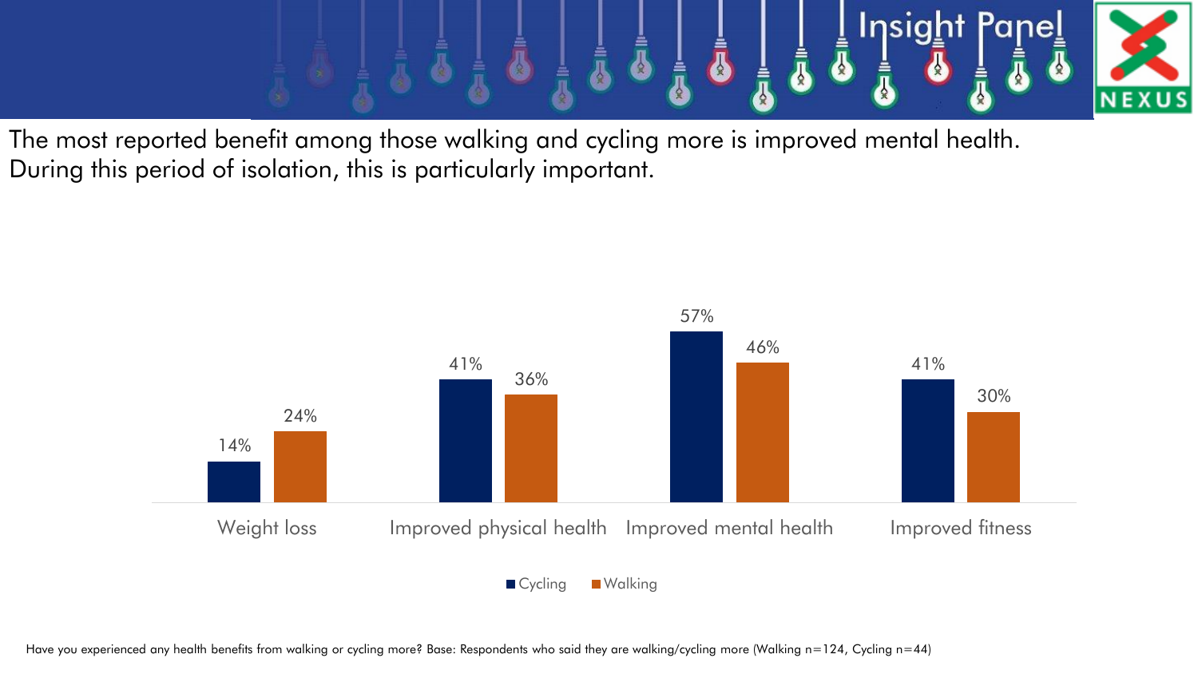The most reported benefit among those walking and cycling more is improved mental health. During this period of isolation, this is particularly important.

| | Cycling | Walking |
|---|---|---|
| Weight loss | 14% | 24% |
| Improved physical health | 41% | 36% |
| Improved mental health | 57% | 46% |
| Improved fitness | 41% | 30% |

Have you experienced any health benefits from walking or cycling more? Base: Respondents who said they are walking/cycling more (Walking n=124, Cycling n=44)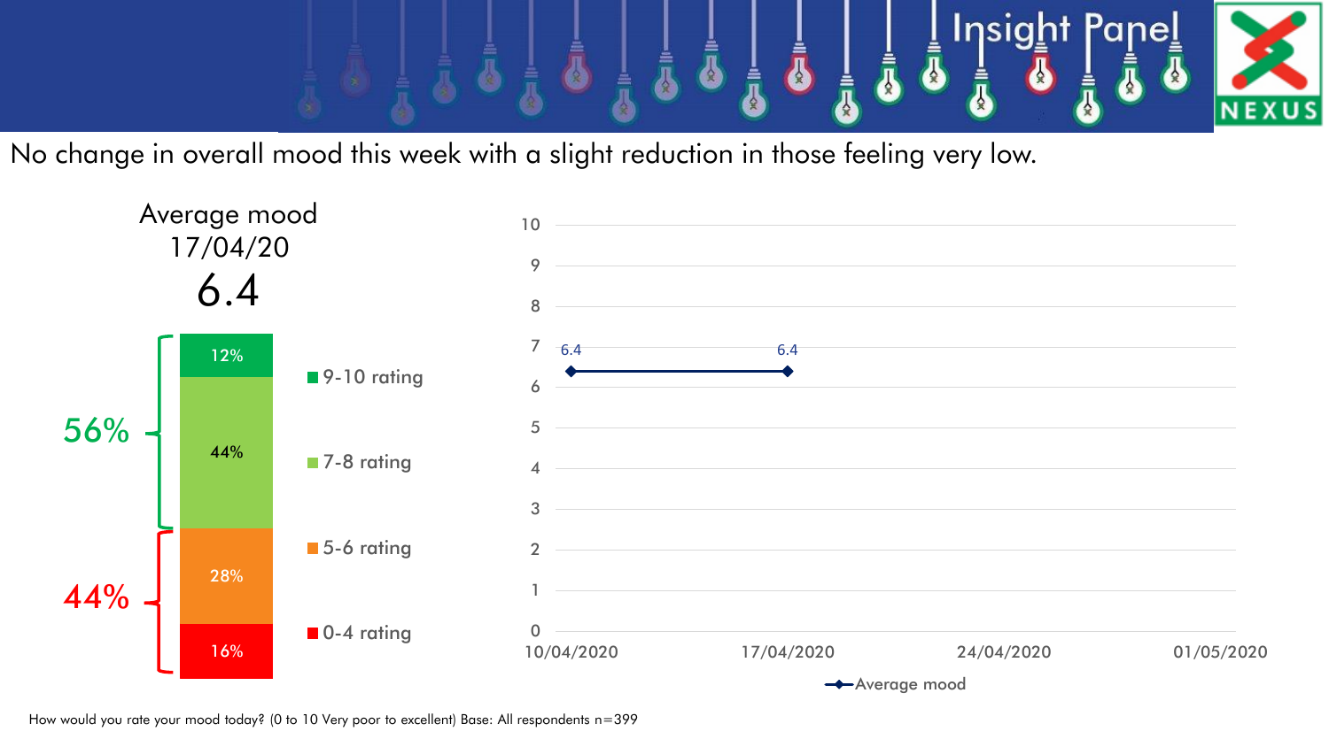No change in overall mood this week with a slight reduction in those feeling very low.

## Average mood 17/04/20

**6.4**

| Rating | % |
| --- | --- |
| 9-10 rating | 12% |
| 7-8 rating | 44% |
| 5-6 rating | 28% |
| 0-4 rating | 16% |

- 9-10 and 7-8 rating combined: 56%
- 5-6 and 0-4 rating combined: 44%

| Date | Average mood |
| --- | --- |
| 10/04/2020 | 6.4 |
| 17/04/2020 | 6.4 |
| 24/04/2020 | |
| 01/05/2020 | |

How would you rate your mood today? (0 to 10 Very poor to excellent) Base: All respondents n=399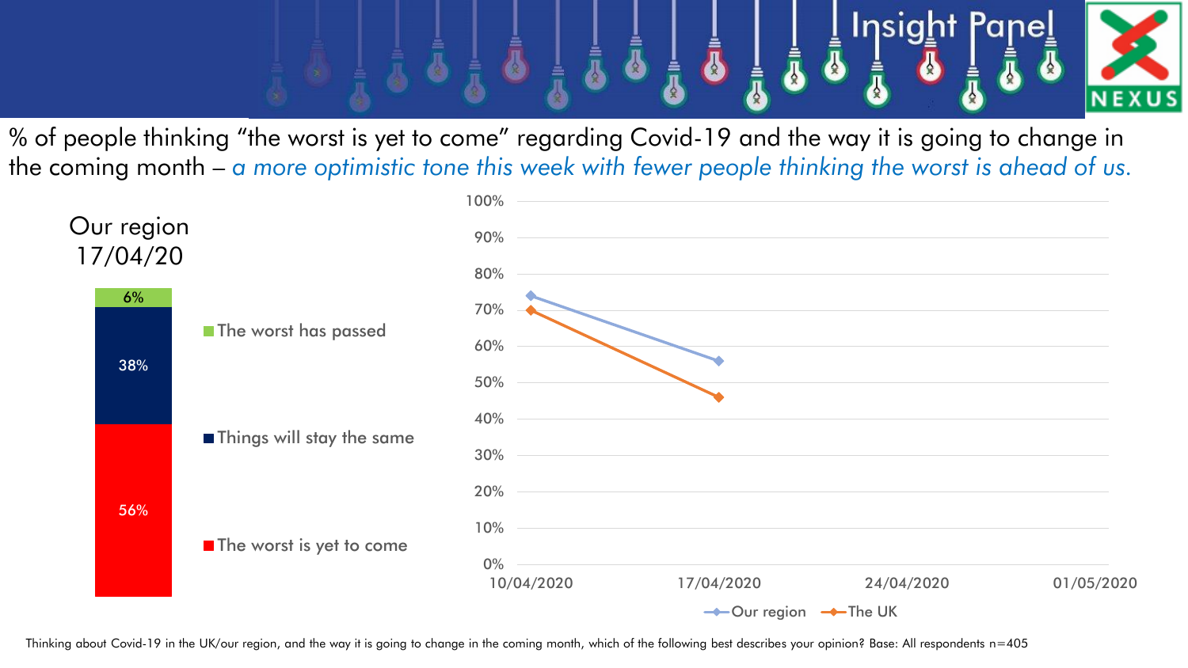% of people thinking "the worst is yet to come" regarding Covid-19 and the way it is going to change in the coming month – *a more optimistic tone this week with fewer people thinking the worst is ahead of us.*

**Our region 17/04/20**

| Response | % |
|---|---|
| The worst has passed | 6% |
| Things will stay the same | 38% |
| The worst is yet to come | 56% |

| Date | Our region | The UK |
|---|---|---|
| 10/04/2020 | 74% | 70% |
| 17/04/2020 | 56% | 46% |
| 24/04/2020 | | |
| 01/05/2020 | | |

Thinking about Covid-19 in the UK/our region, and the way it is going to change in the coming month, which of the following best describes your opinion? Base: All respondents n=405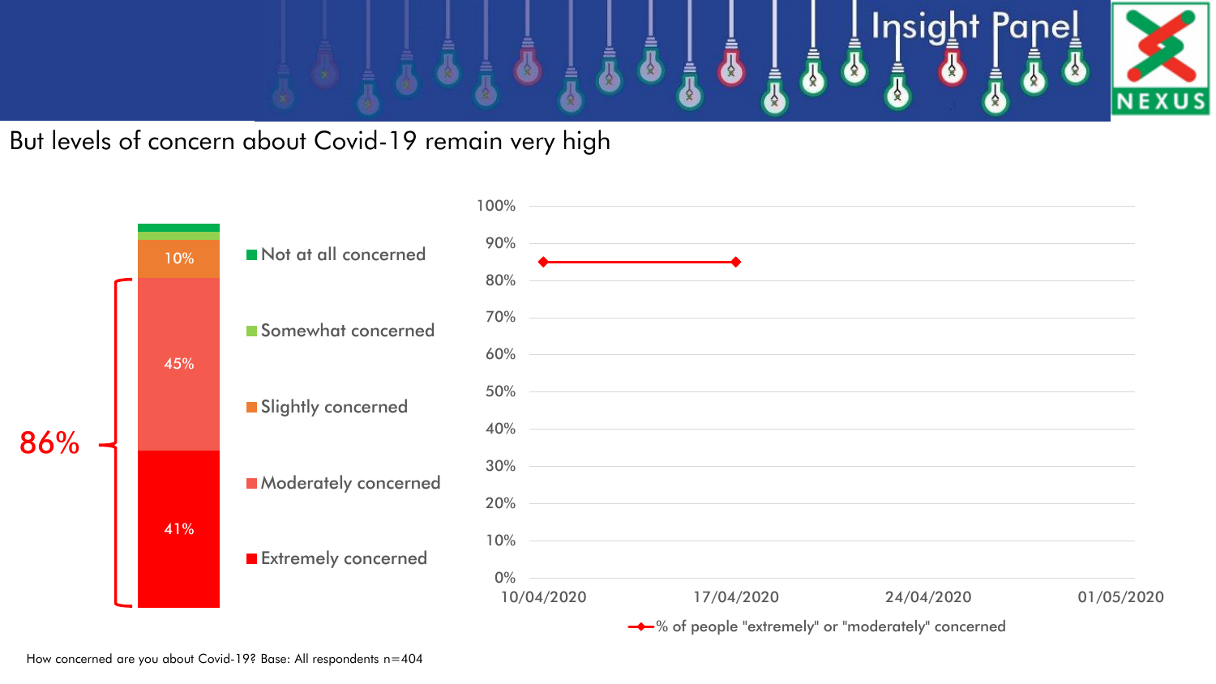# But levels of concern about Covid-19 remain very high

| Level of concern | % |
|---|---|
| Not at all concerned | |
| Somewhat concerned | |
| Slightly concerned | 10% |
| Moderately concerned | 45% |
| Extremely concerned | 41% |

86% (Extremely + Moderately concerned)

% of people "extremely" or "moderately" concerned

| Date | % |
|---|---|
| 10/04/2020 | ~85% |
| 17/04/2020 | ~85% |
| 24/04/2020 | |
| 01/05/2020 | |

How concerned are you about Covid-19? Base: All respondents n=404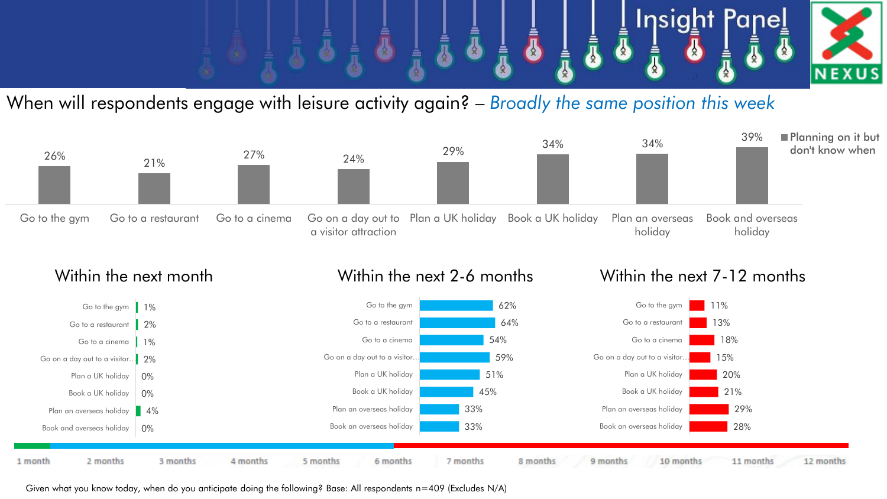# When will respondents engage with leisure activity again? – *Broadly the same position this week*

**Planning on it but don't know when**

| Activity | Planning on it but don't know when |
|---|---|
| Go to the gym | 26% |
| Go to a restaurant | 21% |
| Go to a cinema | 27% |
| Go on a day out to a visitor attraction | 24% |
| Plan a UK holiday | 29% |
| Book a UK holiday | 34% |
| Plan an overseas holiday | 34% |
| Book and overseas holiday | 39% |

| Activity | Within the next month | Within the next 2-6 months | Within the next 7-12 months |
|---|---|---|---|
| Go to the gym | 1% | 62% | 11% |
| Go to a restaurant | 2% | 64% | 13% |
| Go to a cinema | 1% | 54% | 18% |
| Go on a day out to a visitor… | 2% | 59% | 15% |
| Plan a UK holiday | 0% | 51% | 20% |
| Book a UK holiday | 0% | 45% | 21% |
| Plan an overseas holiday | 4% | 33% | 29% |
| Book and overseas holiday / Book an overseas holiday | 0% | 33% | 28% |

1 month | 2 months | 3 months | 4 months | 5 months | 6 months | 7 months | 8 months | 9 months | 10 months | 11 months | 12 months

Given what you know today, when do you anticipate doing the following? Base: All respondents n=409 (Excludes N/A)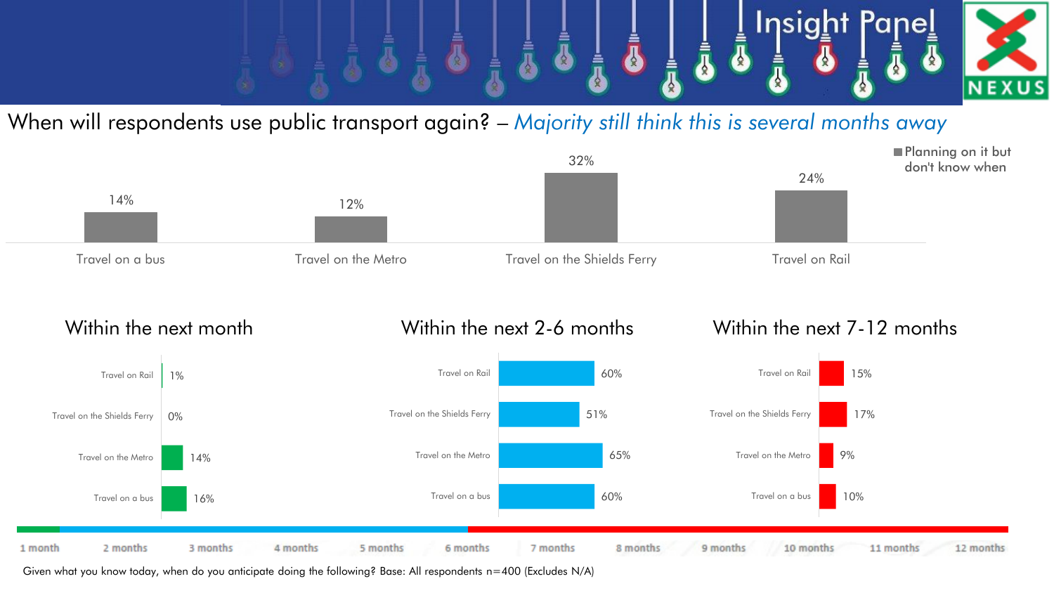# When will respondents use public transport again? – *Majority still think this is several months away*

**Planning on it but don't know when**

| | Planning on it but don't know when |
|---|---|
| Travel on a bus | 14% |
| Travel on the Metro | 12% |
| Travel on the Shields Ferry | 32% |
| Travel on Rail | 24% |

| | Within the next month | Within the next 2-6 months | Within the next 7-12 months |
|---|---|---|---|
| Travel on Rail | 1% | 60% | 15% |
| Travel on the Shields Ferry | 0% | 51% | 17% |
| Travel on the Metro | 14% | 65% | 9% |
| Travel on a bus | 16% | 60% | 10% |

1 month | 2 months | 3 months | 4 months | 5 months | 6 months | 7 months | 8 months | 9 months | 10 months | 11 months | 12 months

Given what you know today, when do you anticipate doing the following? Base: All respondents n=400 (Excludes N/A)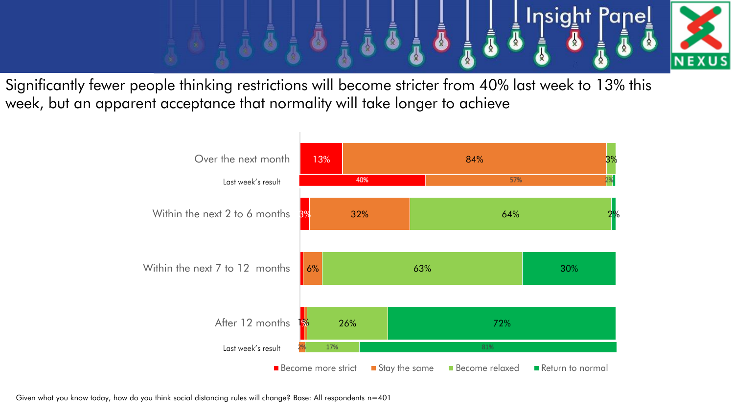# Significantly fewer people thinking restrictions will become stricter from 40% last week to 13% this week, but an apparent acceptance that normality will take longer to achieve

| | Become more strict | Stay the same | Become relaxed | Return to normal |
|---|---|---|---|---|
| Over the next month | 13% | 84% | 3% | |
| Last week's result | 40% | 57% | 2% | |
| Within the next 2 to 6 months | 3% | 32% | 64% | 2% |
| Within the next 7 to 12 months | | 6% | 63% | 30% |
| After 12 months | 1% | | 26% | 72% |
| Last week's result | | 2% | 17% | 81% |

Given what you know today, how do you think social distancing rules will change? Base: All respondents n=401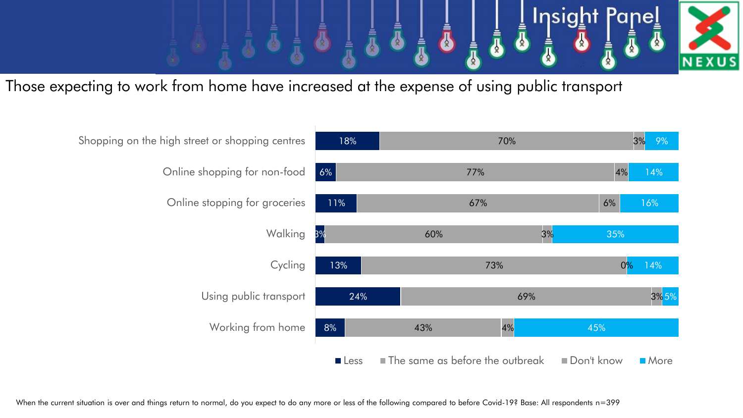# Those expecting to work from home have increased at the expense of using public transport

| | Less | The same as before the outbreak | Don't know | More |
|---|---|---|---|---|
| Shopping on the high street or shopping centres | 18% | 70% | 3% | 9% |
| Online shopping for non-food | 6% | 77% | 4% | 14% |
| Online stopping for groceries | 11% | 67% | 6% | 16% |
| Walking | 3% | 60% | 3% | 35% |
| Cycling | 13% | 73% | 0% | 14% |
| Using public transport | 24% | 69% | 3% | 5% |
| Working from home | 8% | 43% | 4% | 45% |

When the current situation is over and things return to normal, do you expect to do any more or less of the following compared to before Covid-19? Base: All respondents n=399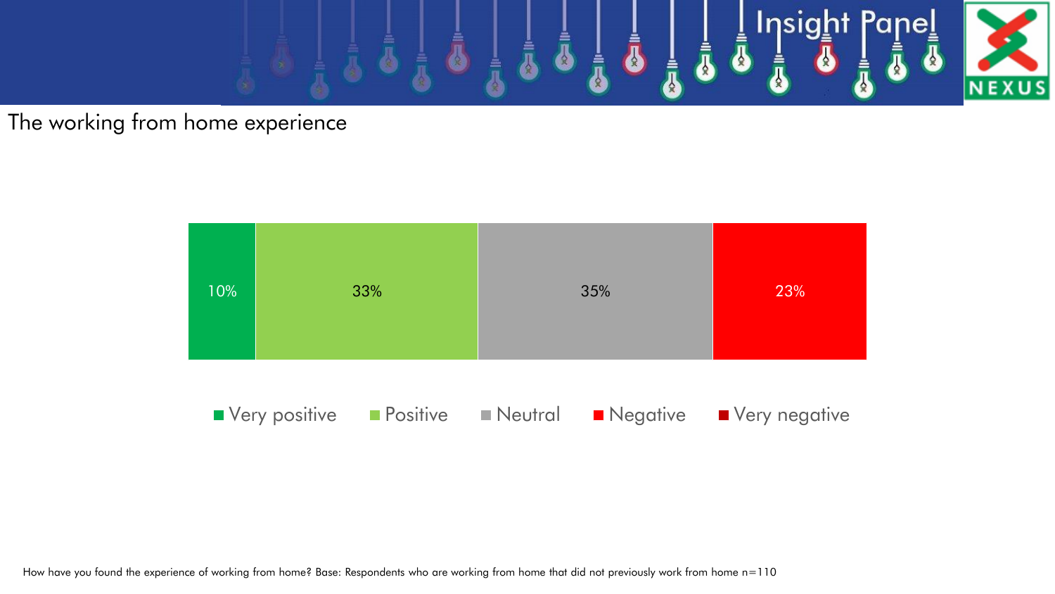## The working from home experience

| Very positive | Positive | Neutral | Negative | Very negative |
|---|---|---|---|---|
| 10% | 33% | 35% | 23% | |

How have you found the experience of working from home? Base: Respondents who are working from home that did not previously work from home n=110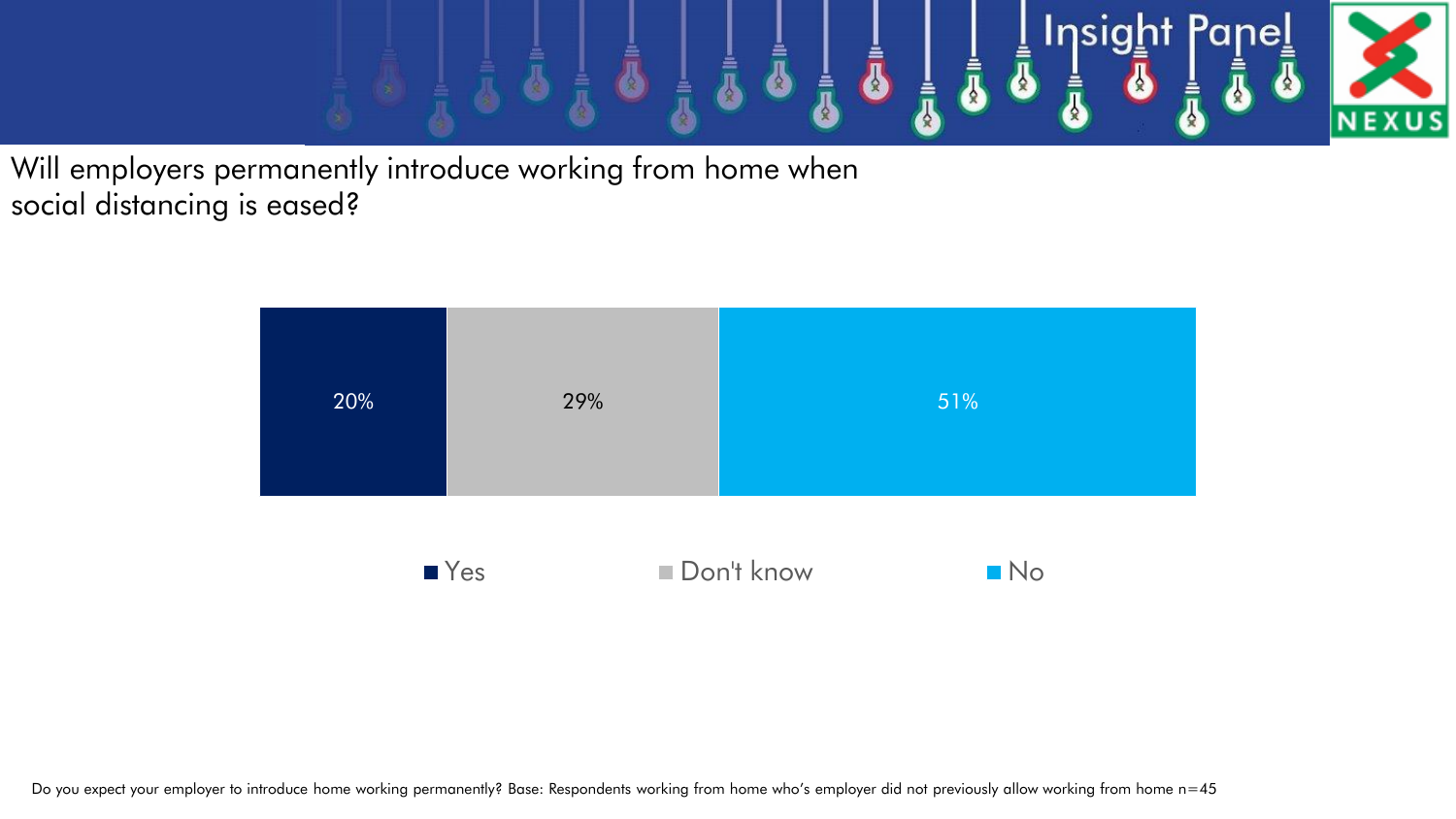# Will employers permanently introduce working from home when social distancing is eased?

| Yes | Don't know | No |
|---|---|---|
| 20% | 29% | 51% |

Do you expect your employer to introduce home working permanently? Base: Respondents working from home who's employer did not previously allow working from home n=45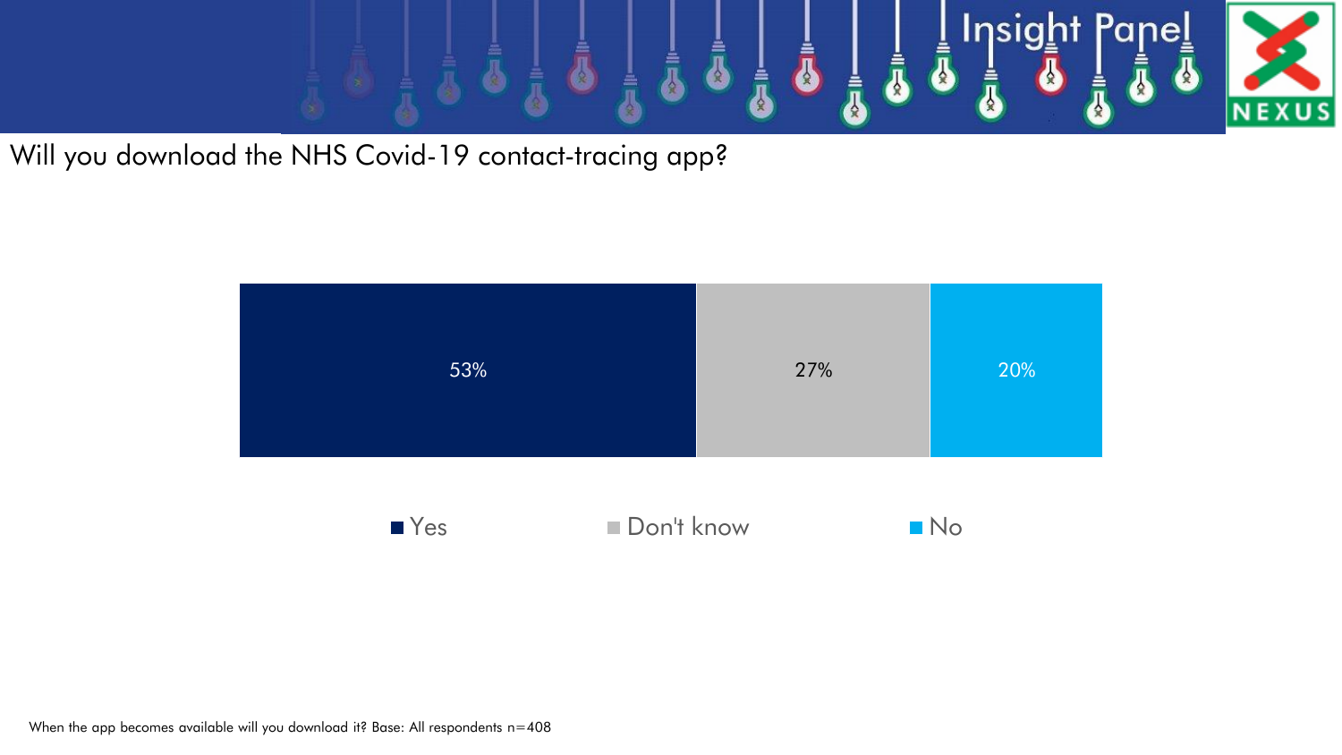# Will you download the NHS Covid-19 contact-tracing app?

| Yes | Don't know | No |
|---|---|---|
| 53% | 27% | 20% |

When the app becomes available will you download it? Base: All respondents n=408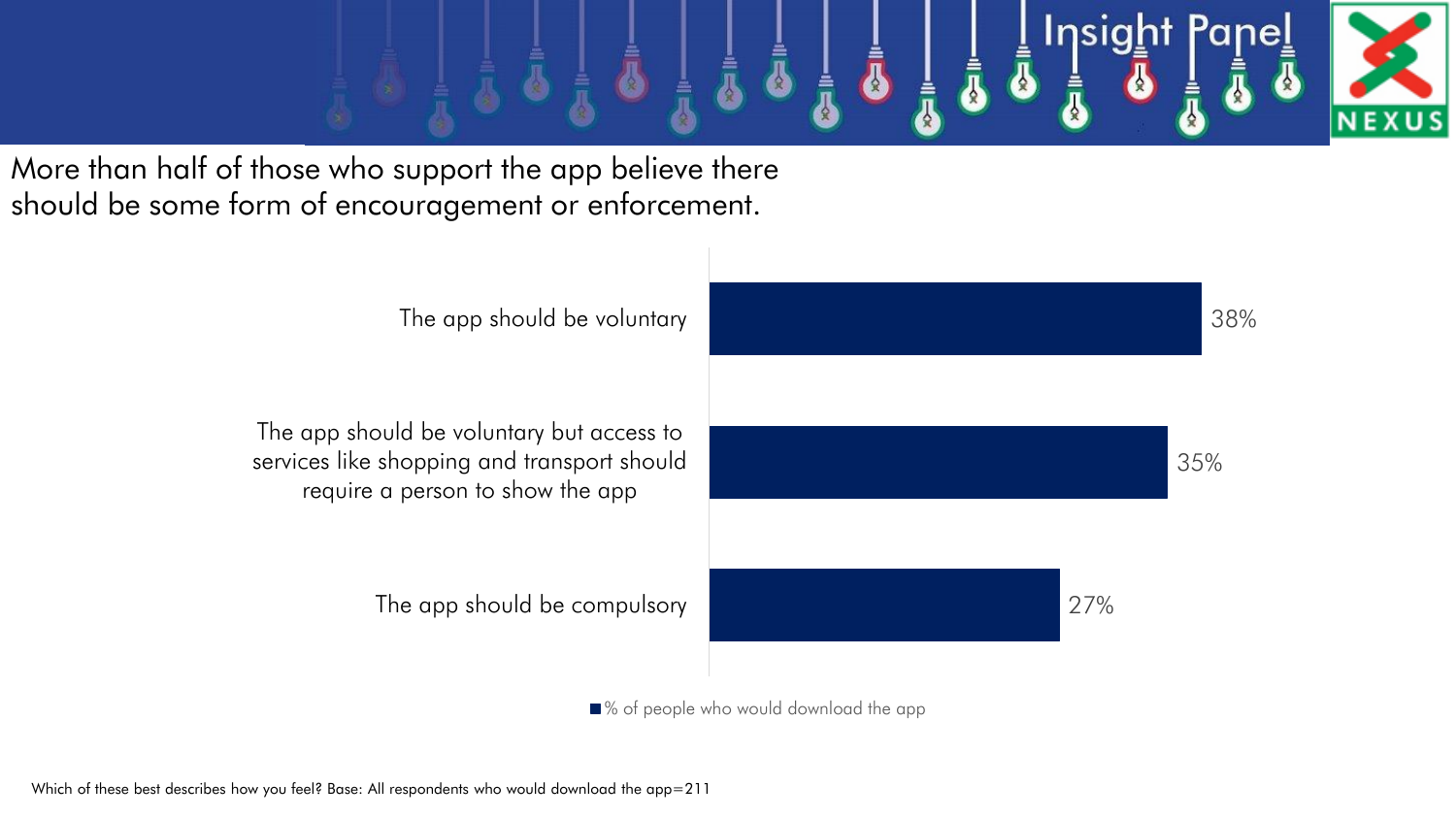More than half of those who support the app believe there should be some form of encouragement or enforcement.

| | % of people who would download the app |
|---|---|
| The app should be voluntary | 38% |
| The app should be voluntary but access to services like shopping and transport should require a person to show the app | 35% |
| The app should be compulsory | 27% |

Which of these best describes how you feel? Base: All respondents who would download the app=211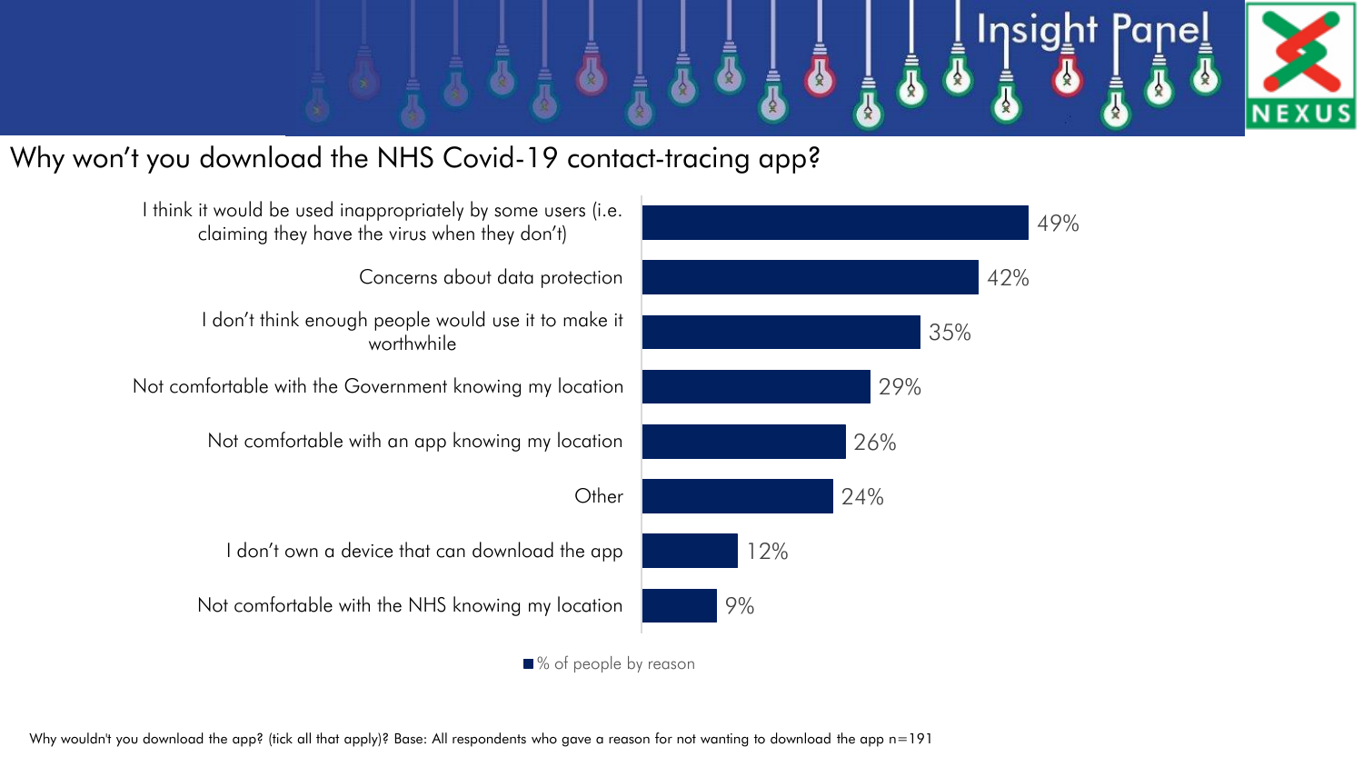Insight Panel

NEXUS

# Why won't you download the NHS Covid-19 contact-tracing app?

I think it would be used inappropriately by some users (i.e. claiming they have the virus when they don't)
49%

Concerns about data protection
42%

I don't think enough people would use it to make it worthwhile
35%

Not comfortable with the Government knowing my location
29%

Not comfortable with an app knowing my location
26%

Other
24%

I don't own a device that can download the app
12%

Not comfortable with the NHS knowing my location
9%

% of people by reason

Why wouldn't you download the app? (tick all that apply)? Base: All respondents who gave a reason for not wanting to download the app n=191